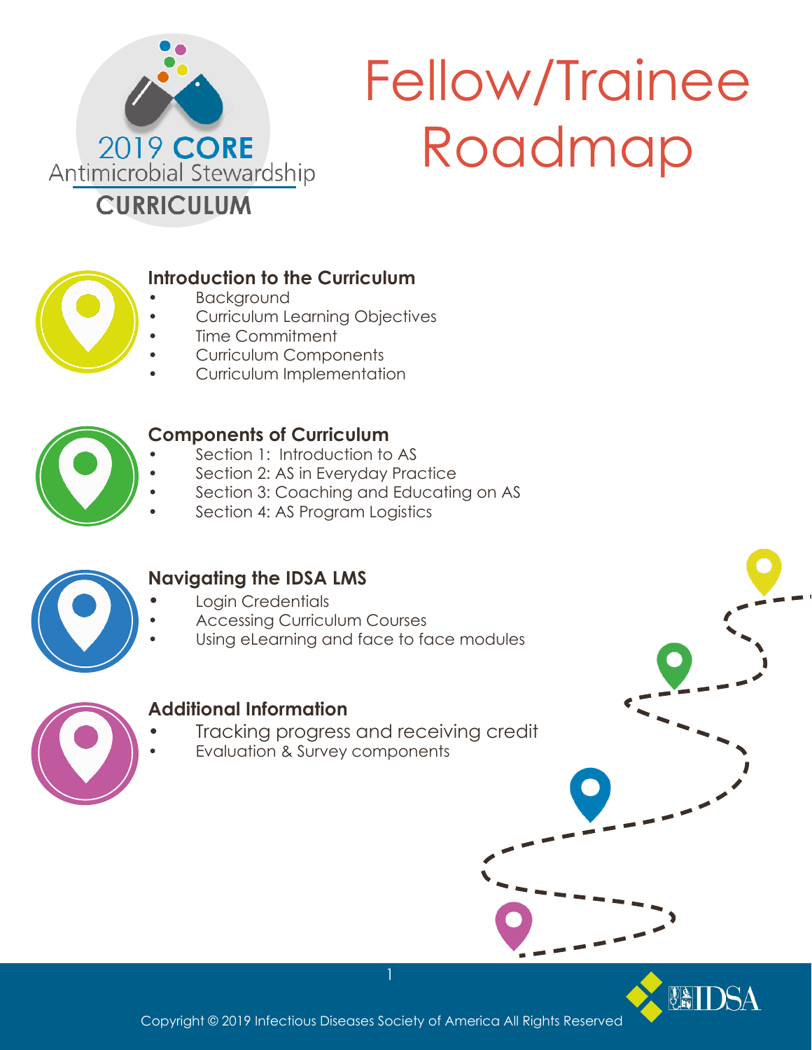2019 CORE Antimicrobial Stewardship CURRICULUM

# Fellow/Trainee Roadmap

## Introduction to the Curriculum

- Background
- Curriculum Learning Objectives
- Time Commitment
- Curriculum Components
- Curriculum Implementation

## Components of Curriculum

- Section 1: Introduction to AS
- Section 2: AS in Everyday Practice
- Section 3: Coaching and Educating on AS
- Section 4: AS Program Logistics

## Navigating the IDSA LMS

- Login Credentials
- Accessing Curriculum Courses
- Using eLearning and face to face modules

## Additional Information

- Tracking progress and receiving credit
- Evaluation & Survey components

Copyright © 2019 Infectious Diseases Society of America All Rights Reserved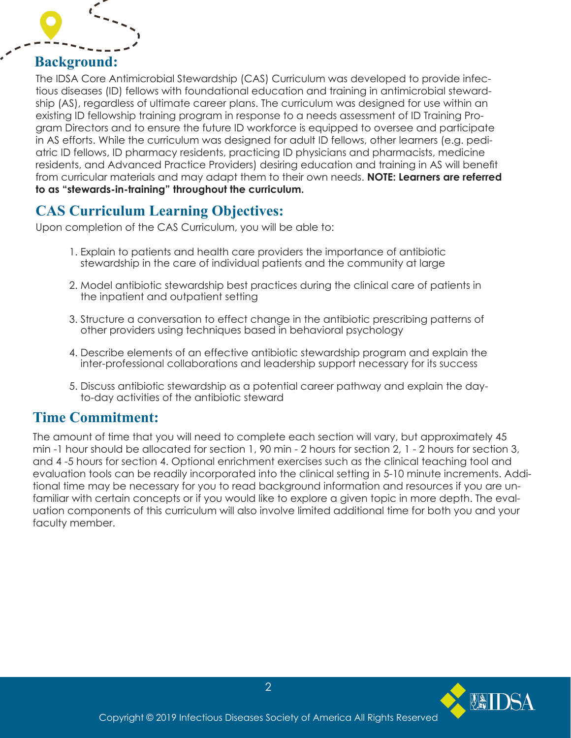## Background:

The IDSA Core Antimicrobial Stewardship (CAS) Curriculum was developed to provide infectious diseases (ID) fellows with foundational education and training in antimicrobial stewardship (AS), regardless of ultimate career plans. The curriculum was designed for use within an existing ID fellowship training program in response to a needs assessment of ID Training Program Directors and to ensure the future ID workforce is equipped to oversee and participate in AS efforts. While the curriculum was designed for adult ID fellows, other learners (e.g. pediatric ID fellows, ID pharmacy residents, practicing ID physicians and pharmacists, medicine residents, and Advanced Practice Providers) desiring education and training in AS will benefit from curricular materials and may adapt them to their own needs. **NOTE: Learners are referred to as "stewards-in-training" throughout the curriculum.**

## CAS Curriculum Learning Objectives:

Upon completion of the CAS Curriculum, you will be able to:

1. Explain to patients and health care providers the importance of antibiotic stewardship in the care of individual patients and the community at large
2. Model antibiotic stewardship best practices during the clinical care of patients in the inpatient and outpatient setting
3. Structure a conversation to effect change in the antibiotic prescribing patterns of other providers using techniques based in behavioral psychology
4. Describe elements of an effective antibiotic stewardship program and explain the inter-professional collaborations and leadership support necessary for its success
5. Discuss antibiotic stewardship as a potential career pathway and explain the day-to-day activities of the antibiotic steward

## Time Commitment:

The amount of time that you will need to complete each section will vary, but approximately 45 min -1 hour should be allocated for section 1, 90 min - 2 hours for section 2, 1 - 2 hours for section 3, and 4 -5 hours for section 4. Optional enrichment exercises such as the clinical teaching tool and evaluation tools can be readily incorporated into the clinical setting in 5-10 minute increments. Additional time may be necessary for you to read background information and resources if you are unfamiliar with certain concepts or if you would like to explore a given topic in more depth. The evaluation components of this curriculum will also involve limited additional time for both you and your faculty member.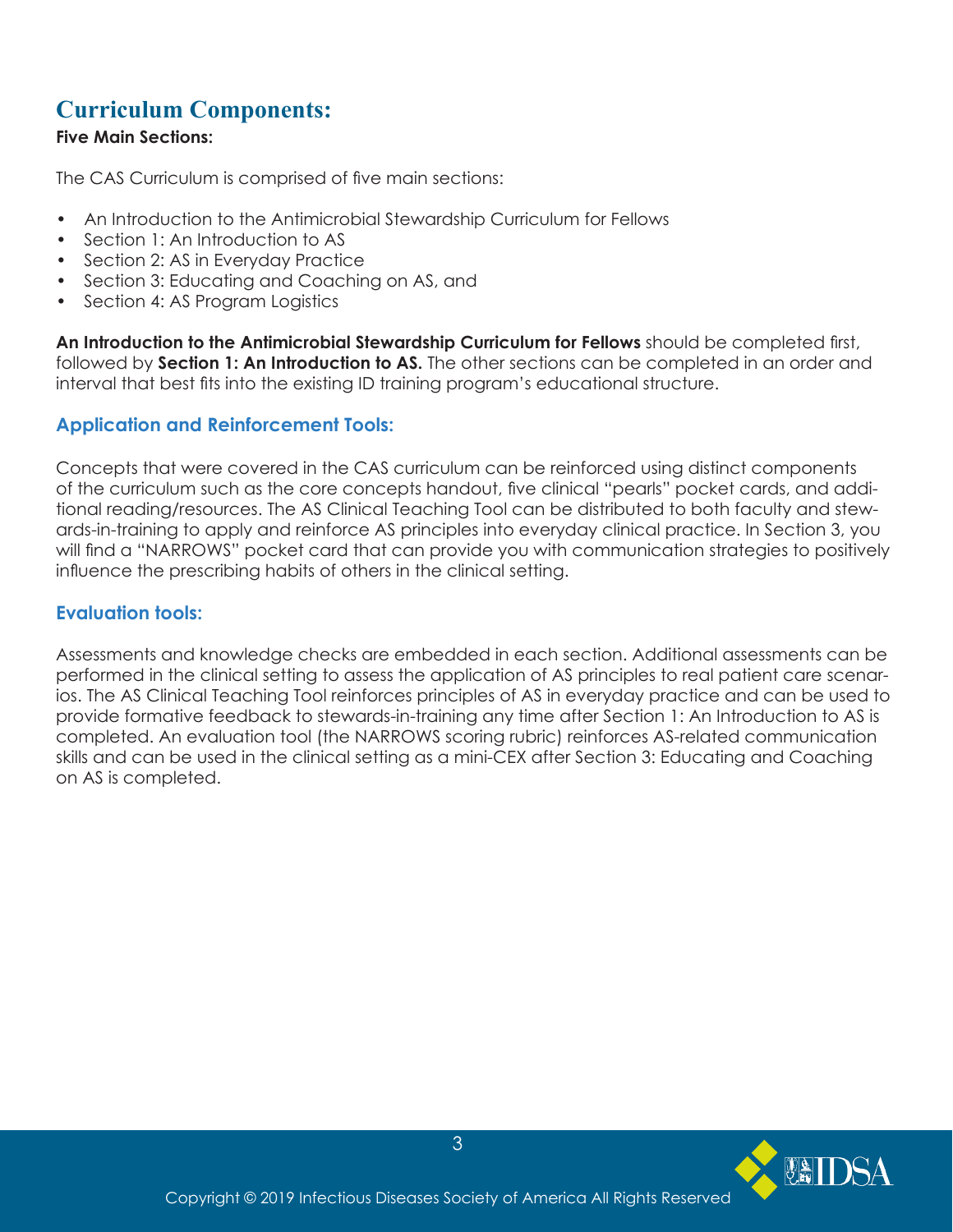# Curriculum Components:

**Five Main Sections:**

The CAS Curriculum is comprised of five main sections:

- An Introduction to the Antimicrobial Stewardship Curriculum for Fellows
- Section 1: An Introduction to AS
- Section 2: AS in Everyday Practice
- Section 3: Educating and Coaching on AS, and
- Section 4: AS Program Logistics

**An Introduction to the Antimicrobial Stewardship Curriculum for Fellows** should be completed first, followed by **Section 1: An Introduction to AS.** The other sections can be completed in an order and interval that best fits into the existing ID training program's educational structure.

## Application and Reinforcement Tools:

Concepts that were covered in the CAS curriculum can be reinforced using distinct components of the curriculum such as the core concepts handout, five clinical "pearls" pocket cards, and additional reading/resources. The AS Clinical Teaching Tool can be distributed to both faculty and stewards-in-training to apply and reinforce AS principles into everyday clinical practice. In Section 3, you will find a "NARROWS" pocket card that can provide you with communication strategies to positively influence the prescribing habits of others in the clinical setting.

## Evaluation tools:

Assessments and knowledge checks are embedded in each section. Additional assessments can be performed in the clinical setting to assess the application of AS principles to real patient care scenarios. The AS Clinical Teaching Tool reinforces principles of AS in everyday practice and can be used to provide formative feedback to stewards-in-training any time after Section 1: An Introduction to AS is completed. An evaluation tool (the NARROWS scoring rubric) reinforces AS-related communication skills and can be used in the clinical setting as a mini-CEX after Section 3: Educating and Coaching on AS is completed.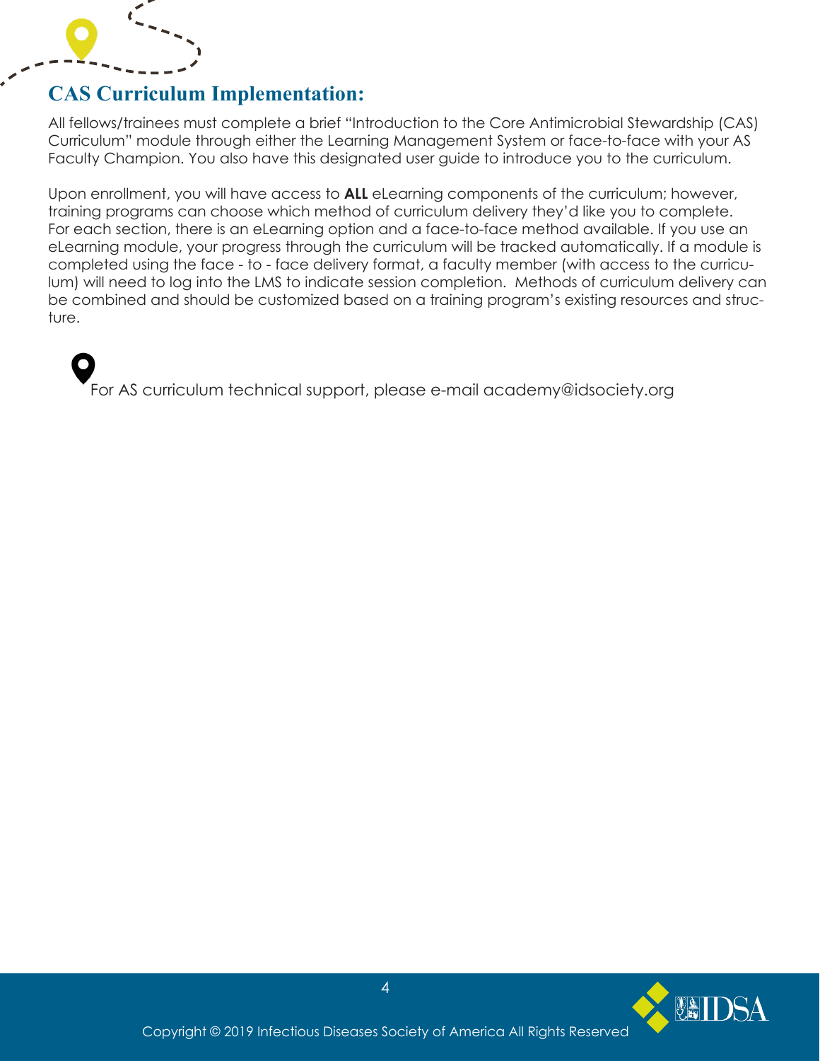## CAS Curriculum Implementation:

All fellows/trainees must complete a brief "Introduction to the Core Antimicrobial Stewardship (CAS) Curriculum" module through either the Learning Management System or face-to-face with your AS Faculty Champion. You also have this designated user guide to introduce you to the curriculum.

Upon enrollment, you will have access to **ALL** eLearning components of the curriculum; however, training programs can choose which method of curriculum delivery they'd like you to complete. For each section, there is an eLearning option and a face-to-face method available. If you use an eLearning module, your progress through the curriculum will be tracked automatically. If a module is completed using the face - to - face delivery format, a faculty member (with access to the curriculum) will need to log into the LMS to indicate session completion. Methods of curriculum delivery can be combined and should be customized based on a training program's existing resources and structure.

For AS curriculum technical support, please e-mail academy@idsociety.org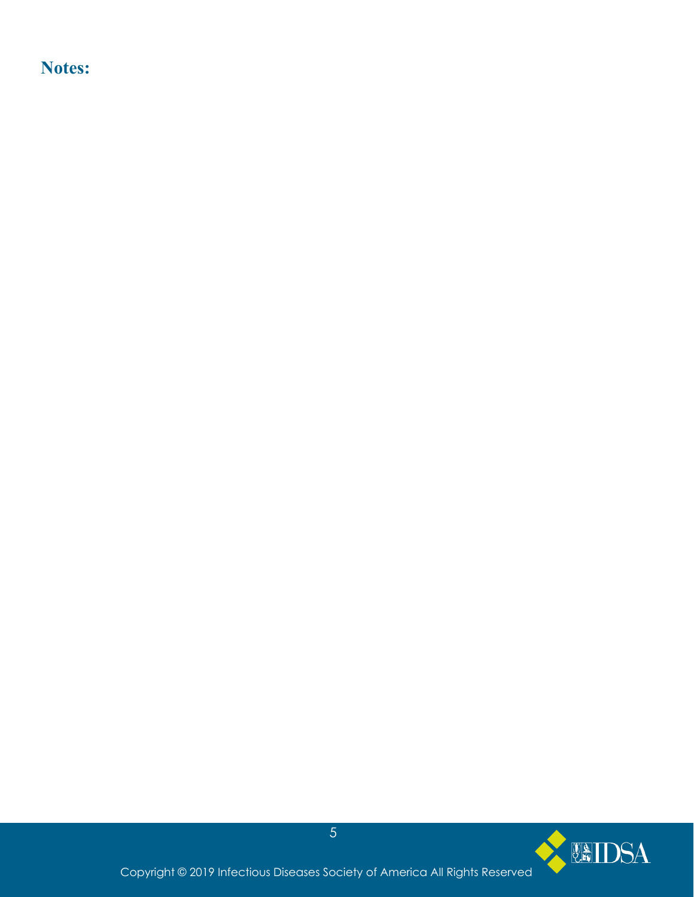**Notes:**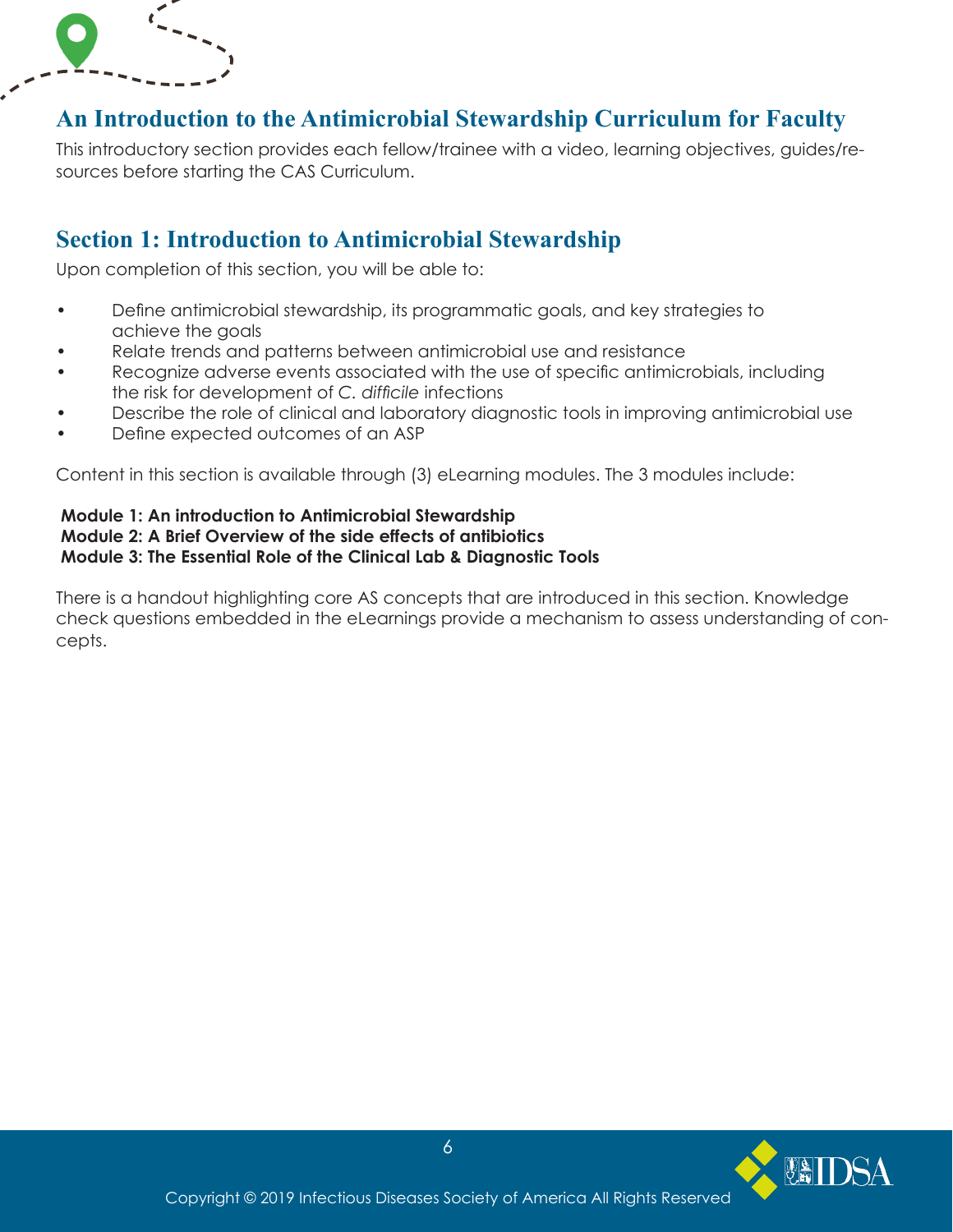## An Introduction to the Antimicrobial Stewardship Curriculum for Faculty

This introductory section provides each fellow/trainee with a video, learning objectives, guides/resources before starting the CAS Curriculum.

## Section 1: Introduction to Antimicrobial Stewardship

Upon completion of this section, you will be able to:

- Define antimicrobial stewardship, its programmatic goals, and key strategies to achieve the goals
- Relate trends and patterns between antimicrobial use and resistance
- Recognize adverse events associated with the use of specific antimicrobials, including the risk for development of *C. difficile* infections
- Describe the role of clinical and laboratory diagnostic tools in improving antimicrobial use
- Define expected outcomes of an ASP

Content in this section is available through (3) eLearning modules. The 3 modules include:

**Module 1: An introduction to Antimicrobial Stewardship**
**Module 2: A Brief Overview of the side effects of antibiotics**
**Module 3: The Essential Role of the Clinical Lab & Diagnostic Tools**

There is a handout highlighting core AS concepts that are introduced in this section. Knowledge check questions embedded in the eLearnings provide a mechanism to assess understanding of concepts.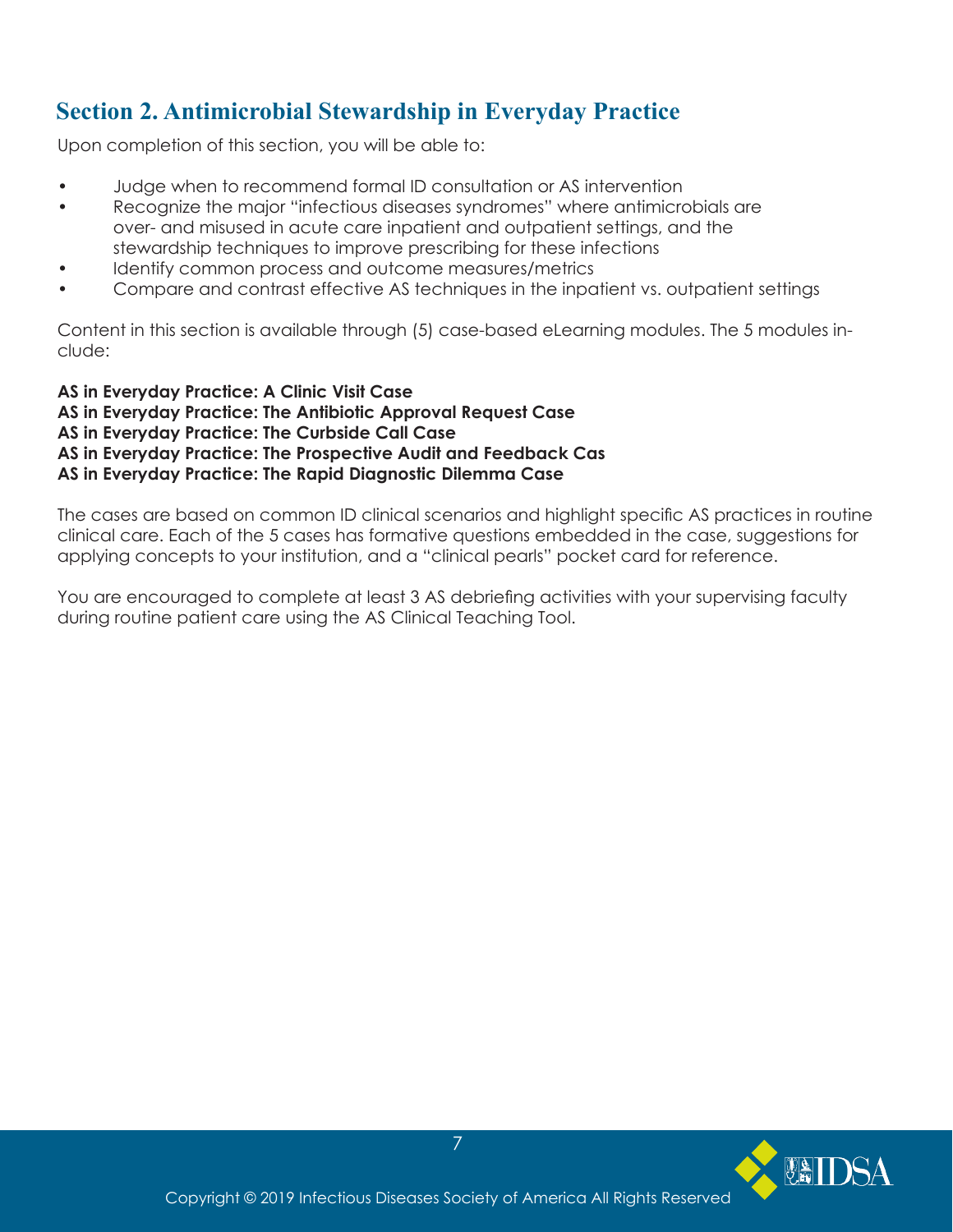## Section 2. Antimicrobial Stewardship in Everyday Practice

Upon completion of this section, you will be able to:

- Judge when to recommend formal ID consultation or AS intervention
- Recognize the major "infectious diseases syndromes" where antimicrobials are over- and misused in acute care inpatient and outpatient settings, and the stewardship techniques to improve prescribing for these infections
- Identify common process and outcome measures/metrics
- Compare and contrast effective AS techniques in the inpatient vs. outpatient settings

Content in this section is available through (5) case-based eLearning modules. The 5 modules include:

**AS in Everyday Practice: A Clinic Visit Case**
**AS in Everyday Practice: The Antibiotic Approval Request Case**
**AS in Everyday Practice: The Curbside Call Case**
**AS in Everyday Practice: The Prospective Audit and Feedback Cas**
**AS in Everyday Practice: The Rapid Diagnostic Dilemma Case**

The cases are based on common ID clinical scenarios and highlight specific AS practices in routine clinical care. Each of the 5 cases has formative questions embedded in the case, suggestions for applying concepts to your institution, and a "clinical pearls" pocket card for reference.

You are encouraged to complete at least 3 AS debriefing activities with your supervising faculty during routine patient care using the AS Clinical Teaching Tool.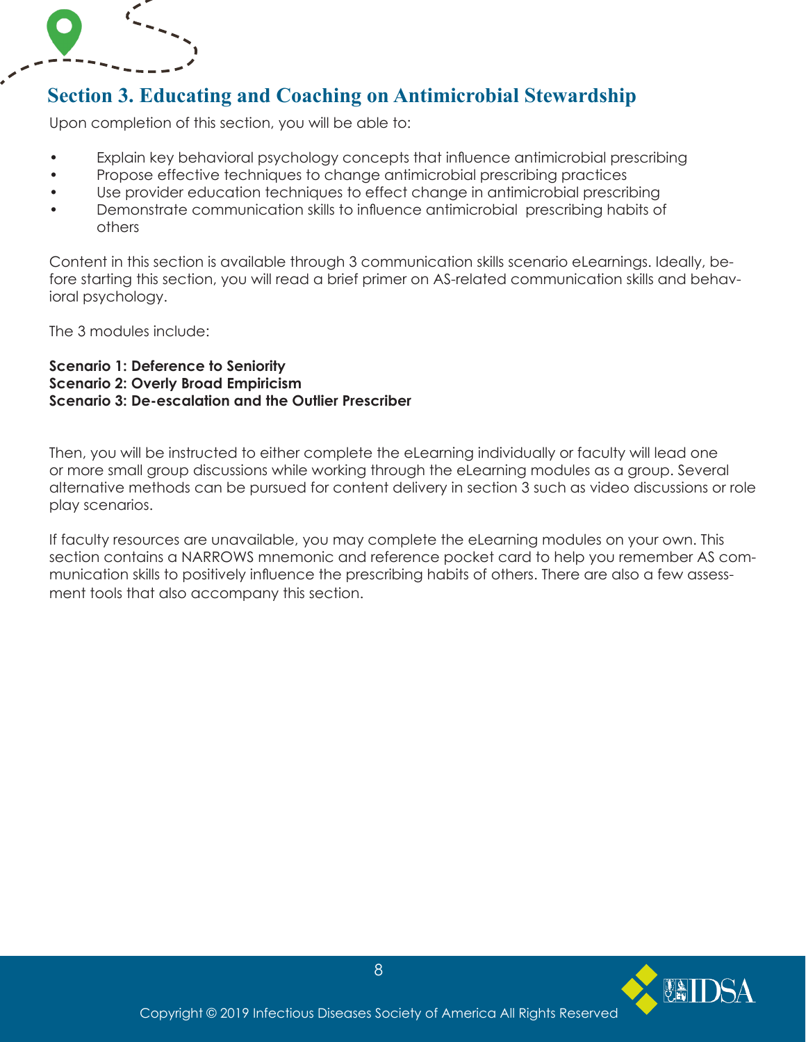## Section 3. Educating and Coaching on Antimicrobial Stewardship

Upon completion of this section, you will be able to:

- Explain key behavioral psychology concepts that influence antimicrobial prescribing
- Propose effective techniques to change antimicrobial prescribing practices
- Use provider education techniques to effect change in antimicrobial prescribing
- Demonstrate communication skills to influence antimicrobial prescribing habits of others

Content in this section is available through 3 communication skills scenario eLearnings. Ideally, before starting this section, you will read a brief primer on AS-related communication skills and behavioral psychology.

The 3 modules include:

**Scenario 1: Deference to Seniority**
**Scenario 2: Overly Broad Empiricism**
**Scenario 3: De-escalation and the Outlier Prescriber**

Then, you will be instructed to either complete the eLearning individually or faculty will lead one or more small group discussions while working through the eLearning modules as a group. Several alternative methods can be pursued for content delivery in section 3 such as video discussions or role play scenarios.

If faculty resources are unavailable, you may complete the eLearning modules on your own. This section contains a NARROWS mnemonic and reference pocket card to help you remember AS communication skills to positively influence the prescribing habits of others. There are also a few assessment tools that also accompany this section.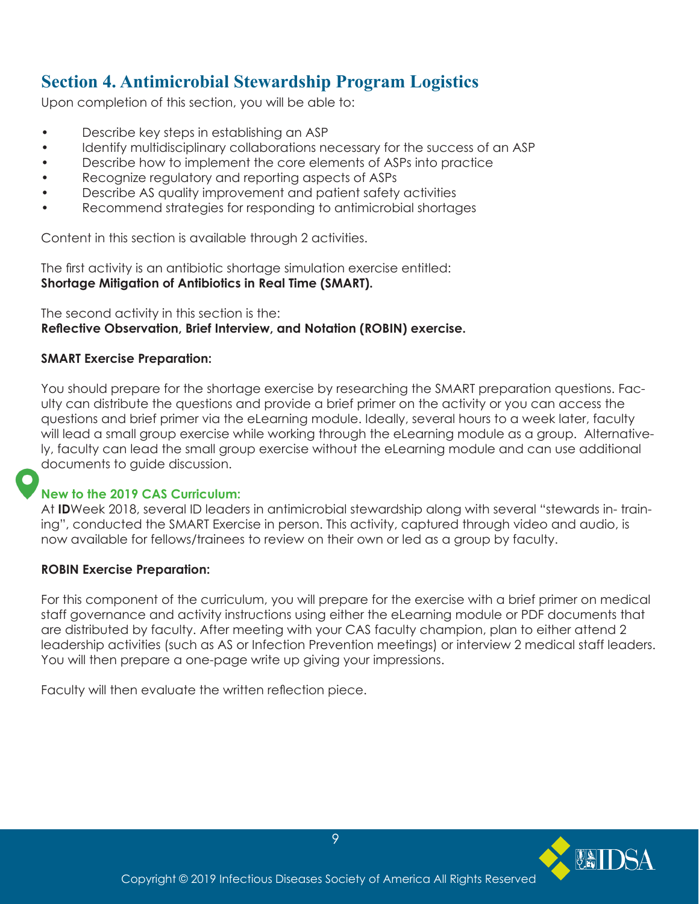## Section 4. Antimicrobial Stewardship Program Logistics

Upon completion of this section, you will be able to:

- Describe key steps in establishing an ASP
- Identify multidisciplinary collaborations necessary for the success of an ASP
- Describe how to implement the core elements of ASPs into practice
- Recognize regulatory and reporting aspects of ASPs
- Describe AS quality improvement and patient safety activities
- Recommend strategies for responding to antimicrobial shortages

Content in this section is available through 2 activities.

The first activity is an antibiotic shortage simulation exercise entitled:
**Shortage Mitigation of Antibiotics in Real Time (SMART).**

The second activity in this section is the:
**Reflective Observation, Brief Interview, and Notation (ROBIN) exercise.**

**SMART Exercise Preparation:**

You should prepare for the shortage exercise by researching the SMART preparation questions. Faculty can distribute the questions and provide a brief primer on the activity or you can access the questions and brief primer via the eLearning module. Ideally, several hours to a week later, faculty will lead a small group exercise while working through the eLearning module as a group. Alternatively, faculty can lead the small group exercise without the eLearning module and can use additional documents to guide discussion.

**New to the 2019 CAS Curriculum:**
At **ID**Week 2018, several ID leaders in antimicrobial stewardship along with several "stewards in-training", conducted the SMART Exercise in person. This activity, captured through video and audio, is now available for fellows/trainees to review on their own or led as a group by faculty.

**ROBIN Exercise Preparation:**

For this component of the curriculum, you will prepare for the exercise with a brief primer on medical staff governance and activity instructions using either the eLearning module or PDF documents that are distributed by faculty. After meeting with your CAS faculty champion, plan to either attend 2 leadership activities (such as AS or Infection Prevention meetings) or interview 2 medical staff leaders. You will then prepare a one-page write up giving your impressions.

Faculty will then evaluate the written reflection piece.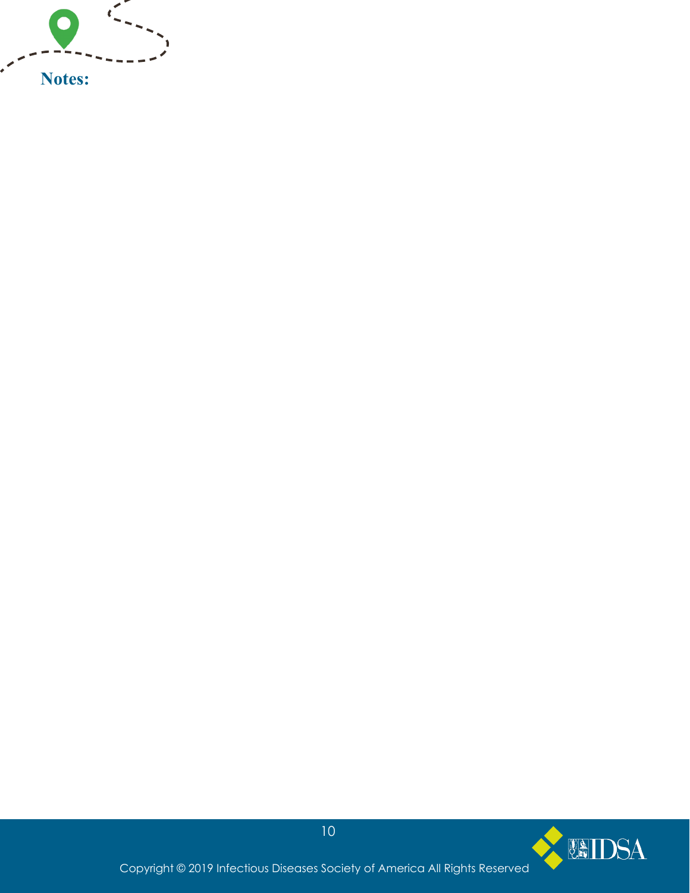**Notes:**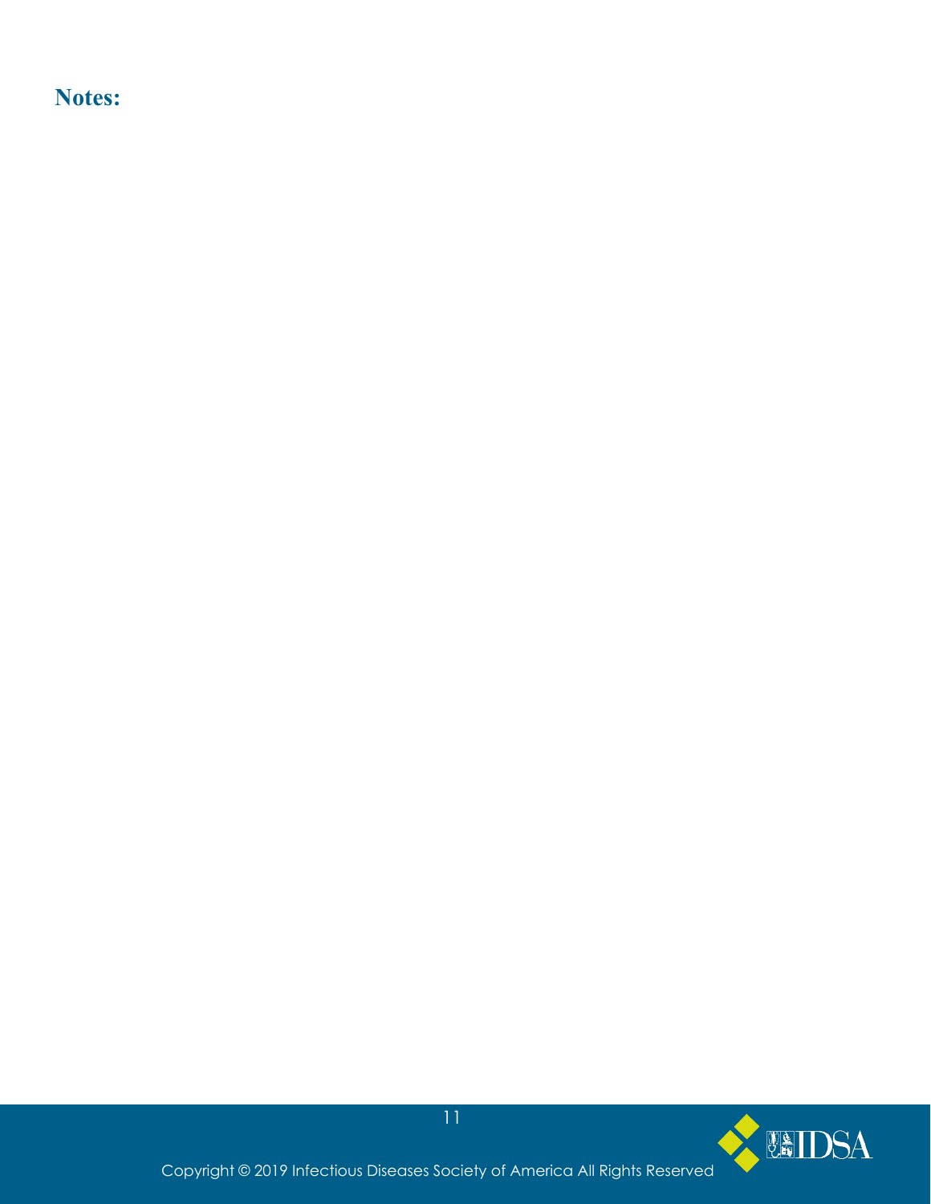**Notes:**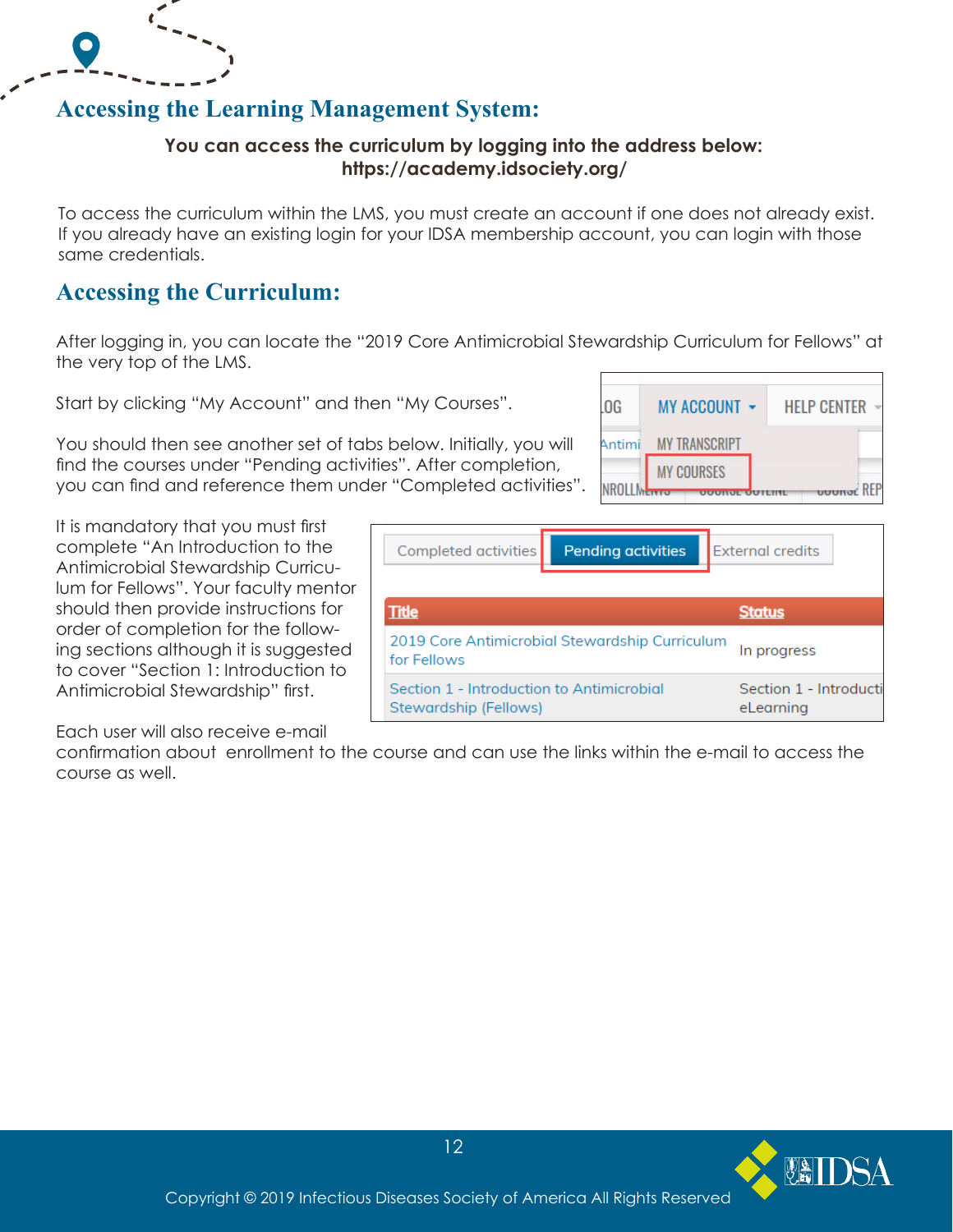## Accessing the Learning Management System:

**You can access the curriculum by logging into the address below:**
**https://academy.idsociety.org/**

To access the curriculum within the LMS, you must create an account if one does not already exist. If you already have an existing login for your IDSA membership account, you can login with those same credentials.

## Accessing the Curriculum:

After logging in, you can locate the "2019 Core Antimicrobial Stewardship Curriculum for Fellows" at the very top of the LMS.

Start by clicking "My Account" and then "My Courses".

You should then see another set of tabs below. Initially, you will find the courses under "Pending activities". After completion, you can find and reference them under "Completed activities".

It is mandatory that you must first complete "An Introduction to the Antimicrobial Stewardship Curriculum for Fellows". Your faculty mentor should then provide instructions for order of completion for the following sections although it is suggested to cover "Section 1: Introduction to Antimicrobial Stewardship" first.

Each user will also receive e-mail confirmation about enrollment to the course and can use the links within the e-mail to access the course as well.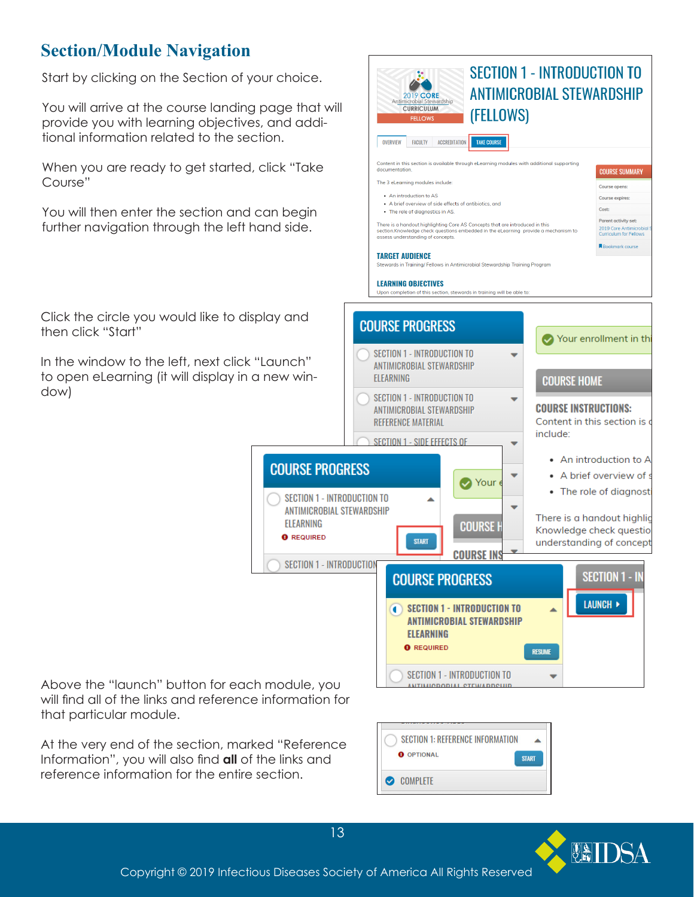## Section/Module Navigation

Start by clicking on the Section of your choice.

You will arrive at the course landing page that will provide you with learning objectives, and additional information related to the section.

When you are ready to get started, click "Take Course"

You will then enter the section and can begin further navigation through the left hand side.

Click the circle you would like to display and then click "Start"

In the window to the left, next click "Launch" to open eLearning (it will display in a new window)

Above the "launch" button for each module, you will find all of the links and reference information for that particular module.

At the very end of the section, marked "Reference Information", you will also find **all** of the links and reference information for the entire section.

Copyright © 2019 Infectious Diseases Society of America All Rights Reserved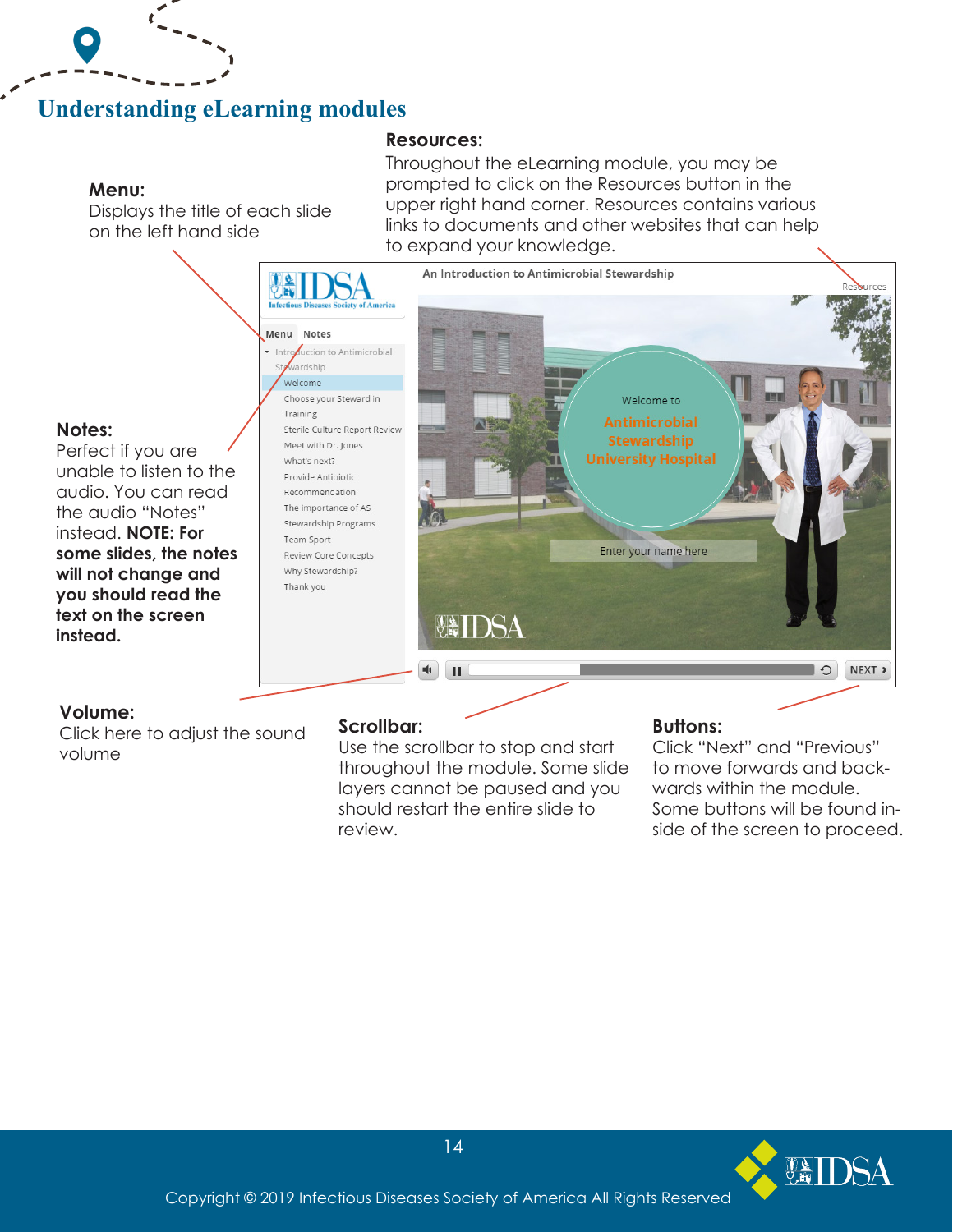# Understanding eLearning modules

**Menu:**
Displays the title of each slide on the left hand side

**Resources:**
Throughout the eLearning module, you may be prompted to click on the Resources button in the upper right hand corner. Resources contains various links to documents and other websites that can help to expand your knowledge.

**Notes:**
Perfect if you are unable to listen to the audio. You can read the audio "Notes" instead. **NOTE: For some slides, the notes will not change and you should read the text on the screen instead.**

**Volume:**
Click here to adjust the sound volume

**Scrollbar:**
Use the scrollbar to stop and start throughout the module. Some slide layers cannot be paused and you should restart the entire slide to review.

**Buttons:**
Click "Next" and "Previous" to move forwards and backwards within the module. Some buttons will be found inside of the screen to proceed.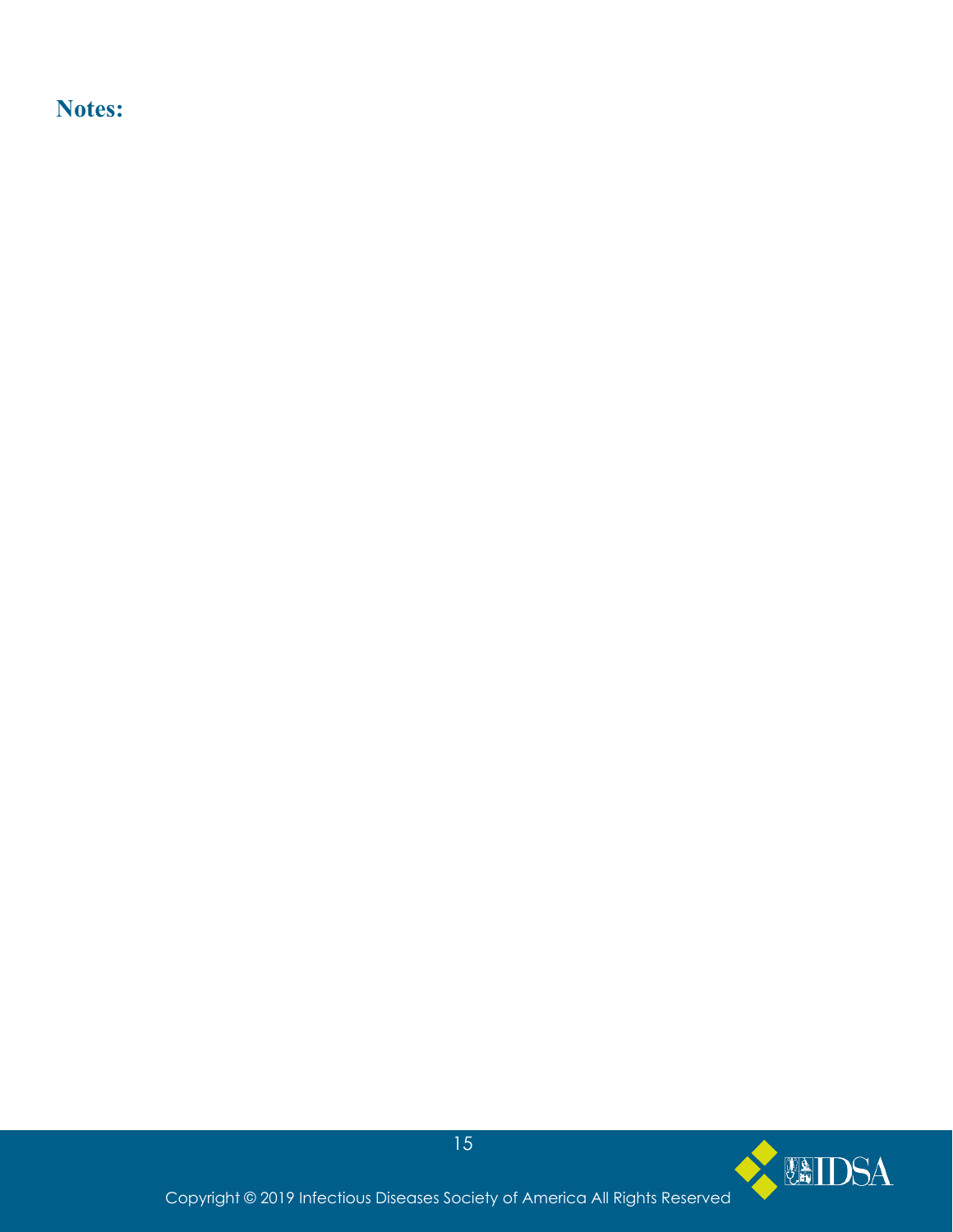## Notes: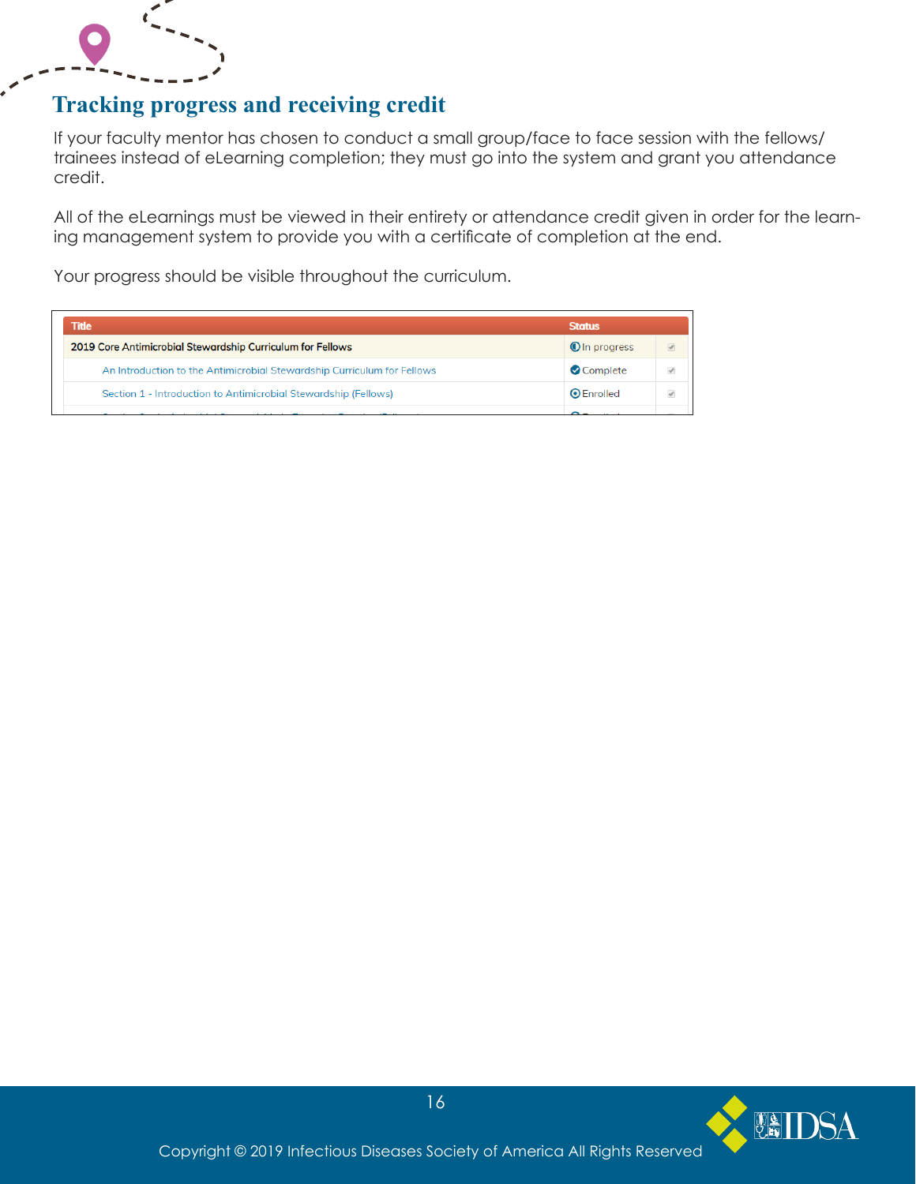## Tracking progress and receiving credit

If your faculty mentor has chosen to conduct a small group/face to face session with the fellows/trainees instead of eLearning completion; they must go into the system and grant you attendance credit.

All of the eLearnings must be viewed in their entirety or attendance credit given in order for the learning management system to provide you with a certificate of completion at the end.

Your progress should be visible throughout the curriculum.

| Title | Status | |
|---|---|---|
| 2019 Core Antimicrobial Stewardship Curriculum for Fellows | In progress | ✔ |
| An Introduction to the Antimicrobial Stewardship Curriculum for Fellows | Complete | ✔ |
| Section 1 - Introduction to Antimicrobial Stewardship (Fellows) | Enrolled | ✔ |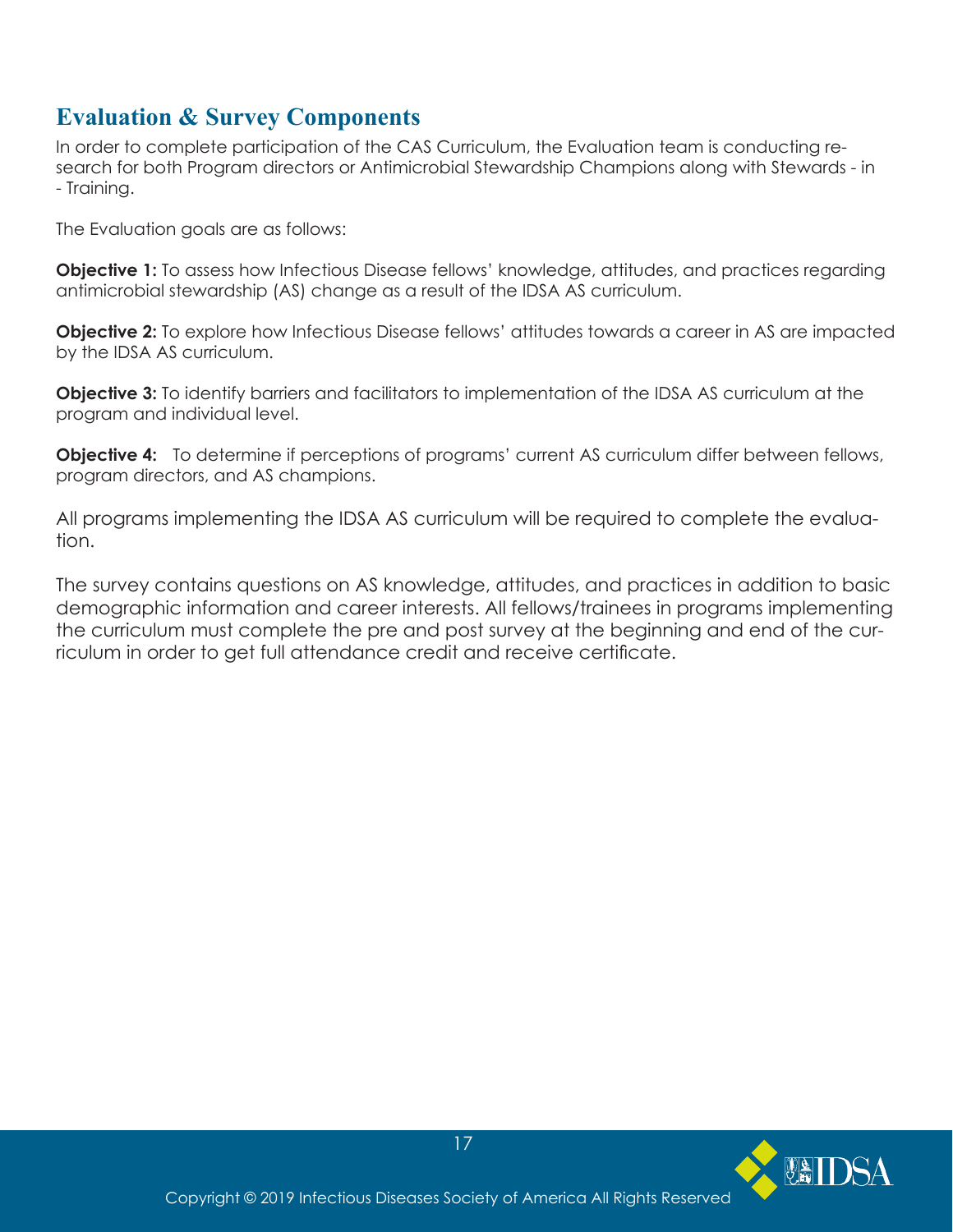## Evaluation & Survey Components

In order to complete participation of the CAS Curriculum, the Evaluation team is conducting research for both Program directors or Antimicrobial Stewardship Champions along with Stewards - in - Training.

The Evaluation goals are as follows:

**Objective 1:** To assess how Infectious Disease fellows' knowledge, attitudes, and practices regarding antimicrobial stewardship (AS) change as a result of the IDSA AS curriculum.

**Objective 2:** To explore how Infectious Disease fellows' attitudes towards a career in AS are impacted by the IDSA AS curriculum.

**Objective 3:** To identify barriers and facilitators to implementation of the IDSA AS curriculum at the program and individual level.

**Objective 4:** To determine if perceptions of programs' current AS curriculum differ between fellows, program directors, and AS champions.

All programs implementing the IDSA AS curriculum will be required to complete the evaluation.

The survey contains questions on AS knowledge, attitudes, and practices in addition to basic demographic information and career interests. All fellows/trainees in programs implementing the curriculum must complete the pre and post survey at the beginning and end of the curriculum in order to get full attendance credit and receive certificate.